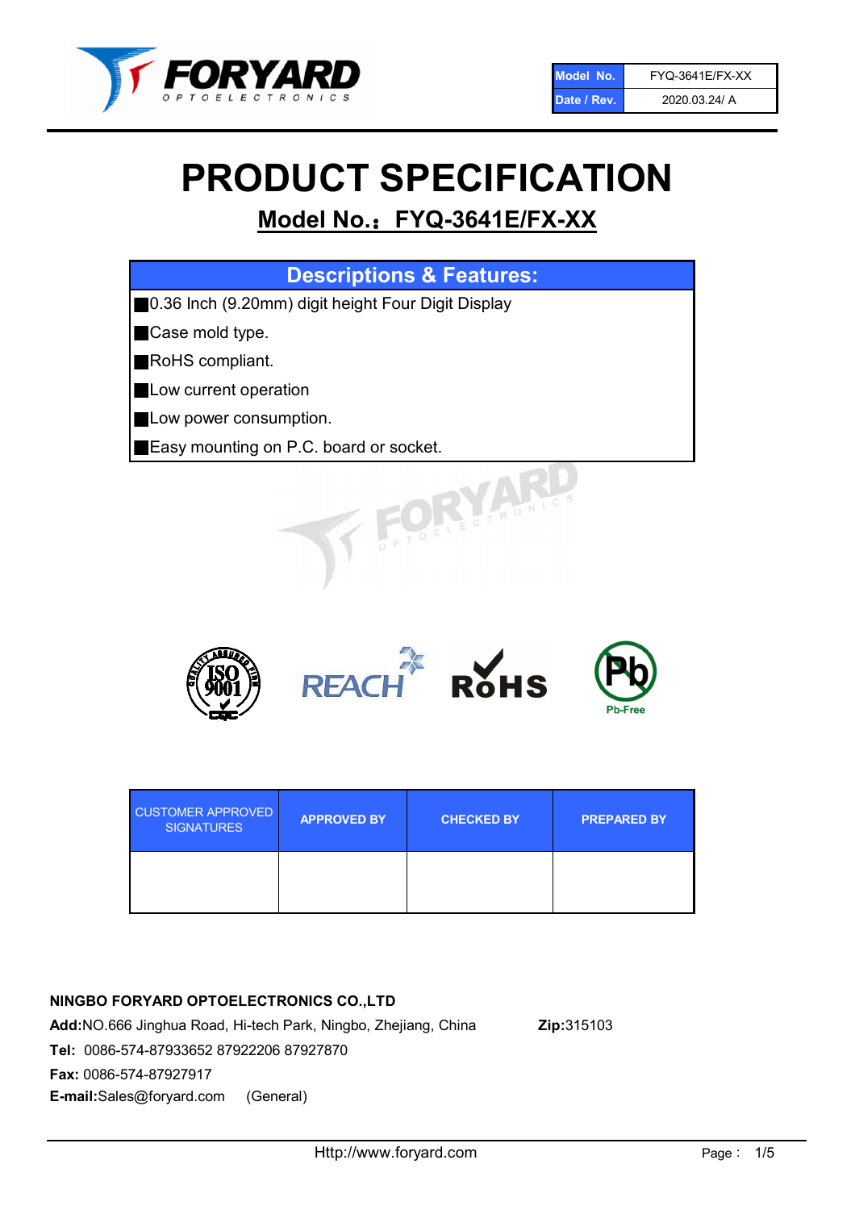| Model No. | FYQ-3641E/FX-XX |
| --- | --- |
| Date / Rev. | 2020.03.24/ A |

# PRODUCT SPECIFICATION

## Model No.： FYQ-3641E/FX-XX

### Descriptions & Features:

- 0.36 Inch (9.20mm) digit height Four Digit Display
- Case mold type.
- RoHS compliant.
- Low current operation
- Low power consumption.
- Easy mounting on P.C. board or socket.

| CUSTOMER APPROVED SIGNATURES | APPROVED BY | CHECKED BY | PREPARED BY |
| --- | --- | --- | --- |
| | | | |

**NINGBO FORYARD OPTOELECTRONICS CO.,LTD**

**Add:**NO.666 Jinghua Road, Hi-tech Park, Ningbo, Zhejiang, China **Zip:**315103

**Tel:** 0086-574-87933652 87922206 87927870

**Fax:** 0086-574-87927917

**E-mail:**Sales@foryard.com (General)

Http://www.foryard.com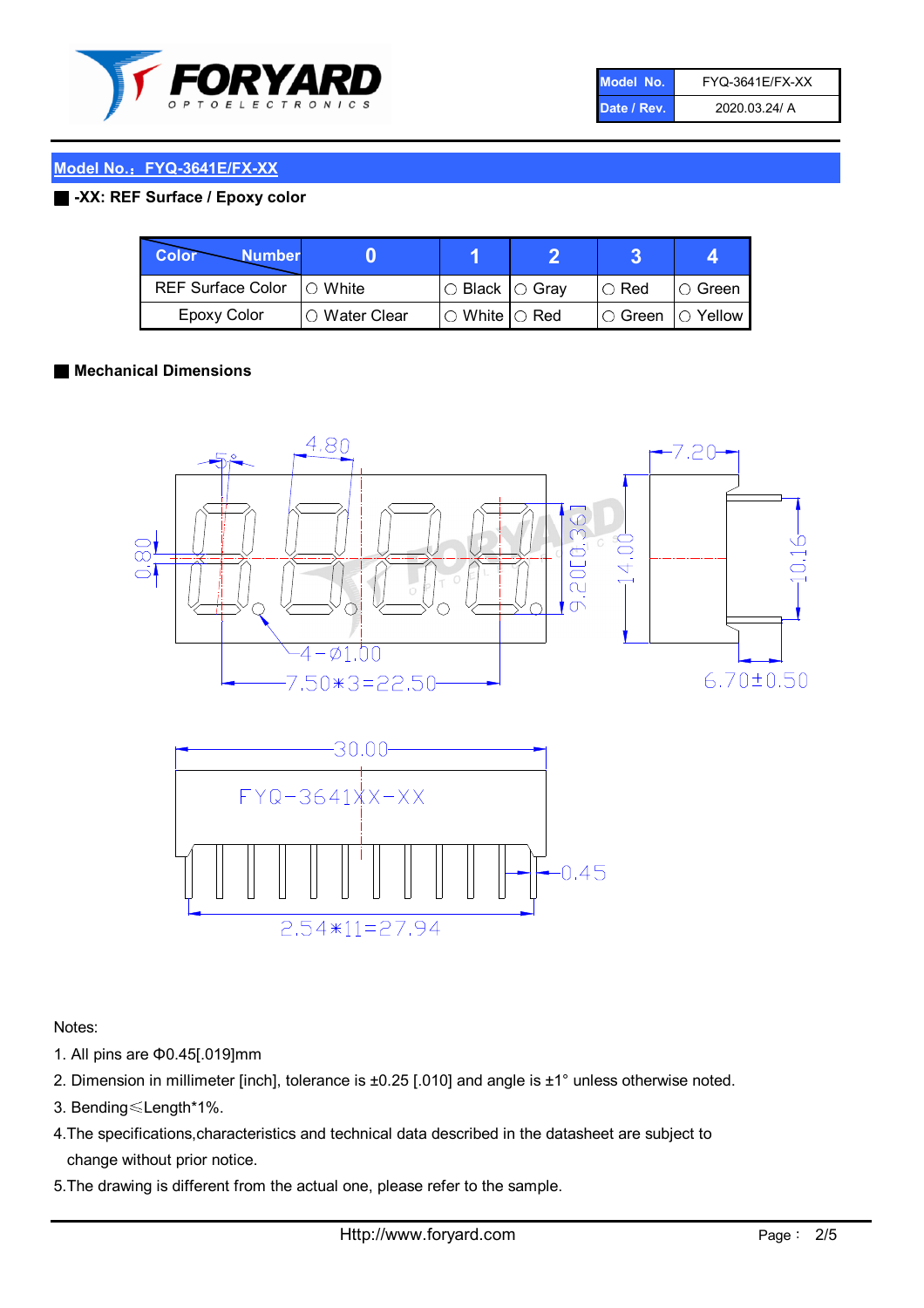| Model No. | FYQ-3641E/FX-XX |
| --- | --- |
| Date / Rev. | 2020.03.24/ A |

## Model No.：FYQ-3641E/FX-XX

**-XX: REF Surface / Epoxy color**

| Color \ Number | 0 | 1 | 2 | 3 | 4 |
| --- | --- | --- | --- | --- | --- |
| REF Surface Color | ○ White | ○ Black | ○ Gray | ○ Red | ○ Green |
| Epoxy Color | ○ Water Clear | ○ White | ○ Red | ○ Green | ○ Yellow |

**Mechanical Dimensions**

4.80
5°
0.80
4−Ø1.00
7.50∗3=22.50
9.20[0.36]
14.00
7.20
10.16
6.70±0.50
30.00
FYQ-3641XX-XX
0.45
2.54∗11=27.94

Notes:

1. All pins are Φ0.45[.019]mm
2. Dimension in millimeter [inch], tolerance is ±0.25 [.010] and angle is ±1° unless otherwise noted.
3. Bending≤Length*1%.
4. The specifications,characteristics and technical data described in the datasheet are subject to change without prior notice.
5. The drawing is different from the actual one, please refer to the sample.

Http://www.foryard.com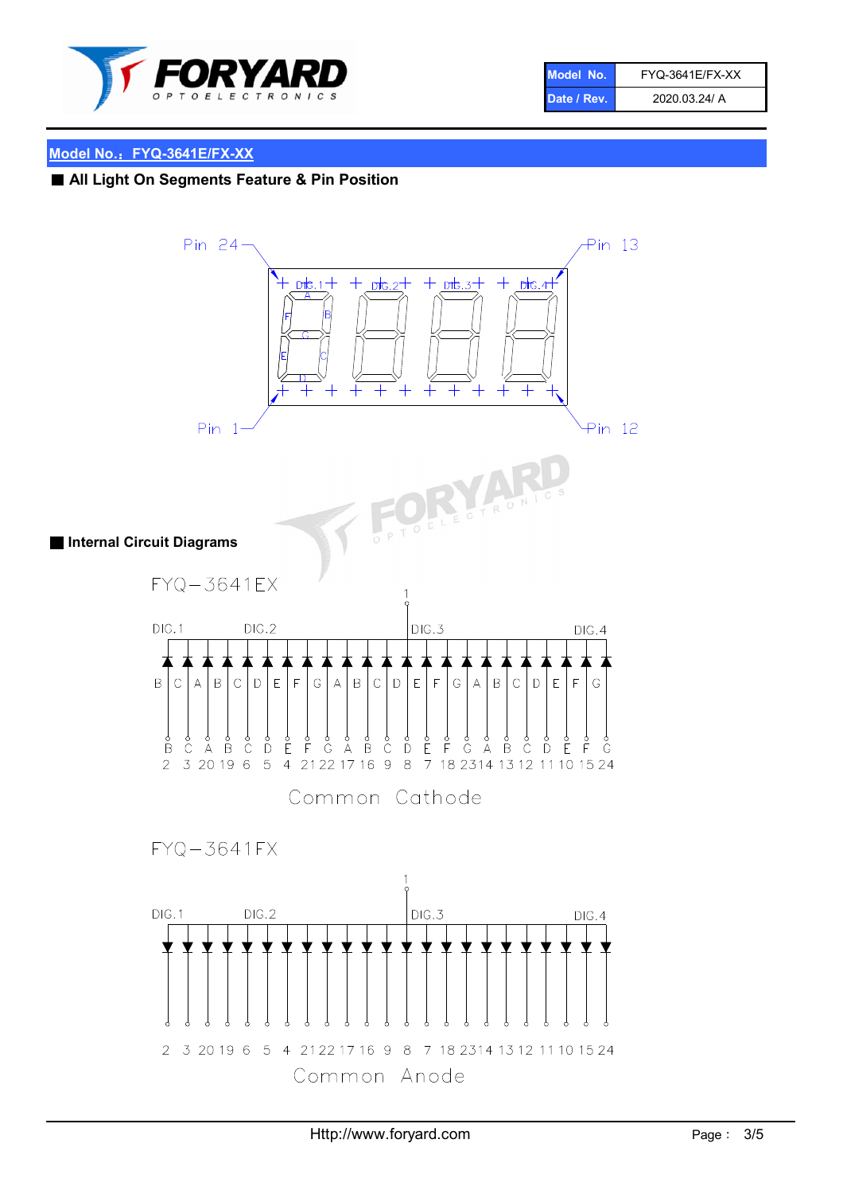## Model No.：FYQ-3641E/FX-XX

### All Light On Segments Feature & Pin Position

Pin 24 — Pin 13

DIG.1 DIG.2 DIG.3 DIG.4

Pin 1 — Pin 12

### Internal Circuit Diagrams

FYQ−3641EX

DIG.1 DIG.2 DIG.3 DIG.4 (common pin 1)

| B | C | A | B | C | D | E | F | G | A | B | C | D | E | F | G | A | B | C | D | E | F | G |
|---|---|---|---|---|---|---|---|---|---|---|---|---|---|---|---|---|---|---|---|---|---|---|
| 2 | 3 | 20 | 19 | 6 | 5 | 4 | 21 | 22 | 17 | 16 | 9 | 8 | 7 | 18 | 23 | 14 | 13 | 12 | 11 | 10 | 15 | 24 |

Common Cathode

FYQ−3641FX

DIG.1 DIG.2 DIG.3 DIG.4 (common pin 1)

2 3 20 19 6 5 4 21 22 17 16 9 8 7 18 23 14 13 12 11 10 15 24

Common Anode

Http://www.foryard.com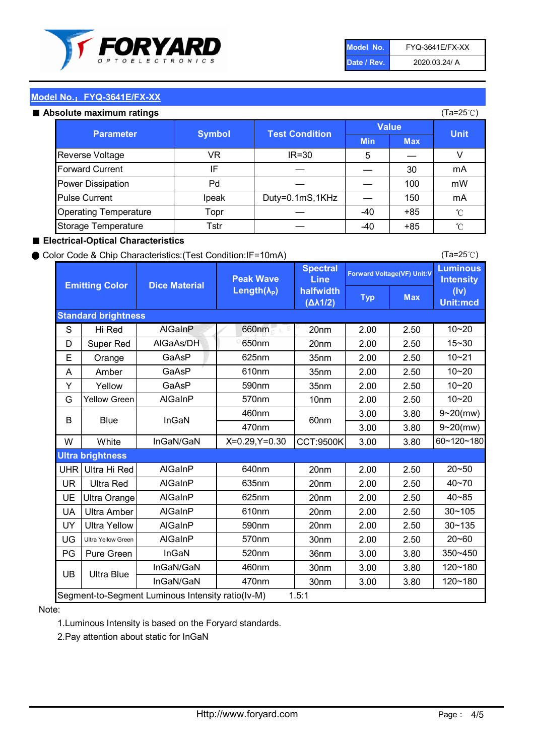| Model No. | FYQ-3641E/FX-XX |
|---|---|
| Date / Rev. | 2020.03.24/ A |

## Model No.：FYQ-3641E/FX-XX

### ■ Absolute maximum ratings

(Ta=25℃)

| Parameter | Symbol | Test Condition | Value | | Unit |
|---|---|---|---|---|---|
| | | | Min | Max | |
| Reverse Voltage | VR | IR=30 | 5 | — | V |
| Forward Current | IF | — | — | 30 | mA |
| Power Dissipation | Pd | — | — | 100 | mW |
| Pulse Current | Ipeak | Duty=0.1mS,1KHz | — | 150 | mA |
| Operating Temperature | Topr | — | -40 | +85 | ℃ |
| Storage Temperature | Tstr | — | -40 | +85 | ℃ |

### ■ Electrical-Optical Characteristics

● Color Code & Chip Characteristics:(Test Condition:IF=10mA)

(Ta=25℃)

| Emitting Color | | Dice Material | Peak Wave Length($\lambda_P$) | Spectral Line halfwidth ($\Delta\lambda 1/2$) | Forward Voltage(VF) Unit:V | | Luminous Intensity (Iv) Unit:mcd |
|---|---|---|---|---|---|---|---|
| | | | | | Typ | Max | |
| **Standard brightness** | | | | | | | |
| S | Hi Red | AlGaInP | 660nm | 20nm | 2.00 | 2.50 | 10~20 |
| D | Super Red | AlGaAs/DH | 650nm | 20nm | 2.00 | 2.50 | 15~30 |
| E | Orange | GaAsP | 625nm | 35nm | 2.00 | 2.50 | 10~21 |
| A | Amber | GaAsP | 610nm | 35nm | 2.00 | 2.50 | 10~20 |
| Y | Yellow | GaAsP | 590nm | 35nm | 2.00 | 2.50 | 10~20 |
| G | Yellow Green | AlGaInP | 570nm | 10nm | 2.00 | 2.50 | 10~20 |
| B | Blue | InGaN | 460nm | 60nm | 3.00 | 3.80 | 9~20(mw) |
| | | | 470nm | | 3.00 | 3.80 | 9~20(mw) |
| W | White | InGaN/GaN | X=0.29,Y=0.30 | CCT:9500K | 3.00 | 3.80 | 60~120~180 |
| **Ultra brightness** | | | | | | | |
| UHR | Ultra Hi Red | AlGaInP | 640nm | 20nm | 2.00 | 2.50 | 20~50 |
| UR | Ultra Red | AlGaInP | 635nm | 20nm | 2.00 | 2.50 | 40~70 |
| UE | Ultra Orange | AlGaInP | 625nm | 20nm | 2.00 | 2.50 | 40~85 |
| UA | Ultra Amber | AlGaInP | 610nm | 20nm | 2.00 | 2.50 | 30~105 |
| UY | Ultra Yellow | AlGaInP | 590nm | 20nm | 2.00 | 2.50 | 30~135 |
| UG | Ultra Yellow Green | AlGaInP | 570nm | 30nm | 2.00 | 2.50 | 20~60 |
| PG | Pure Green | InGaN | 520nm | 36nm | 3.00 | 3.80 | 350~450 |
| UB | Ultra Blue | InGaN/GaN | 460nm | 30nm | 3.00 | 3.80 | 120~180 |
| | | InGaN/GaN | 470nm | 30nm | 3.00 | 3.80 | 120~180 |
| Segment-to-Segment Luminous Intensity ratio(Iv-M) | | | 1.5:1 | | | | |

Note:

1.Luminous Intensity is based on the Foryard standards.

2.Pay attention about static for InGaN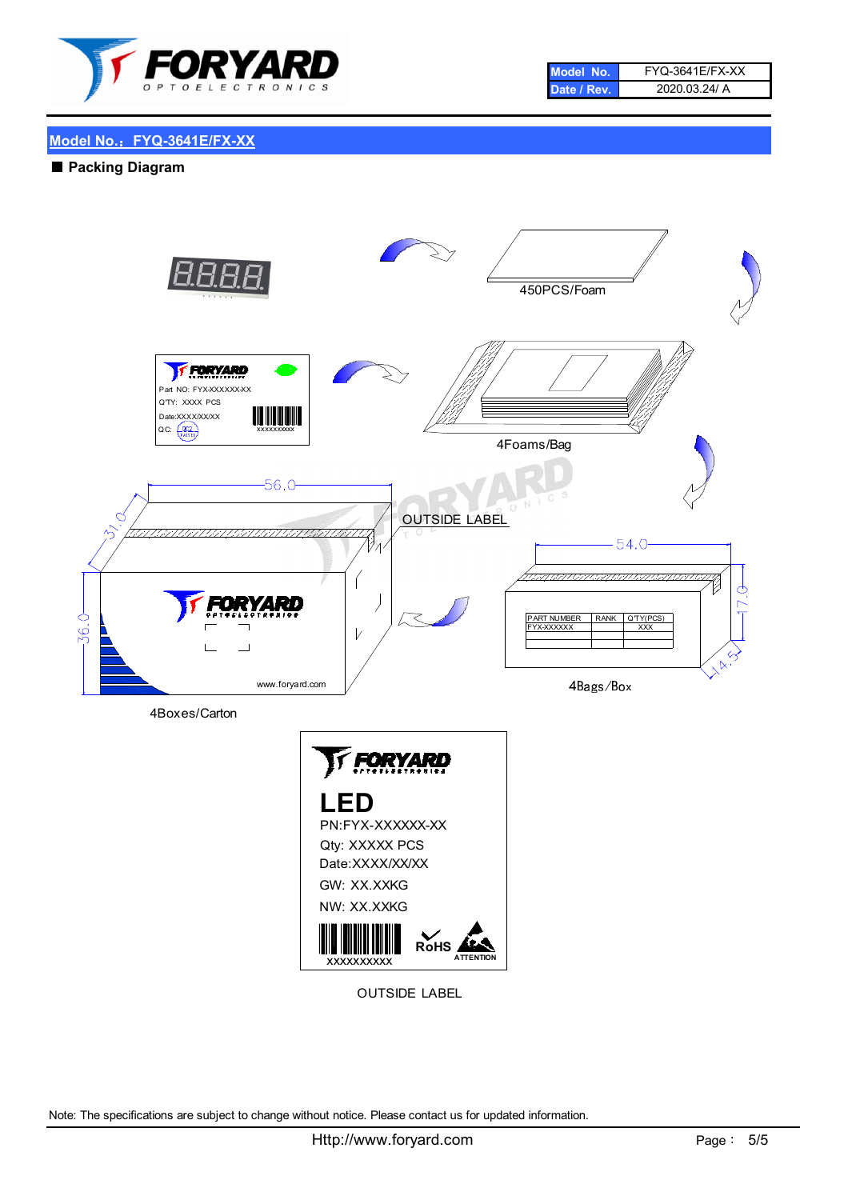| Model No. | FYQ-3641E/FX-XX |
|---|---|
| Date / Rev. | 2020.03.24/ A |

## Model No.：FYQ-3641E/FX-XX

■ **Packing Diagram**

450PCS/Foam

Part NO: FYX-XXXXXXX-XX
Q'TY: XXXX PCS
Date:XXXX/XX/XX
QC:
XXXXXXXXXX

4Foams/Bag

56.0
31.0
36.0

OUTSIDE LABEL

www.foryard.com

4Boxes/Carton

54.0
17.0
14.5

| PART NUMBER | RANK | Q'TY(PCS) |
|---|---|---|
| FYX-XXXXXX | | XXX |

4Bags/Box

LED
PN:FYX-XXXXXX-XX
Qty: XXXXX PCS
Date:XXXX/XX/XX
GW: XX.XXKG
NW: XX.XXKG
XXXXXXXXXX
RoHS
ATTENTION

OUTSIDE LABEL

Note: The specifications are subject to change without notice. Please contact us for updated information.

Http://www.foryard.com